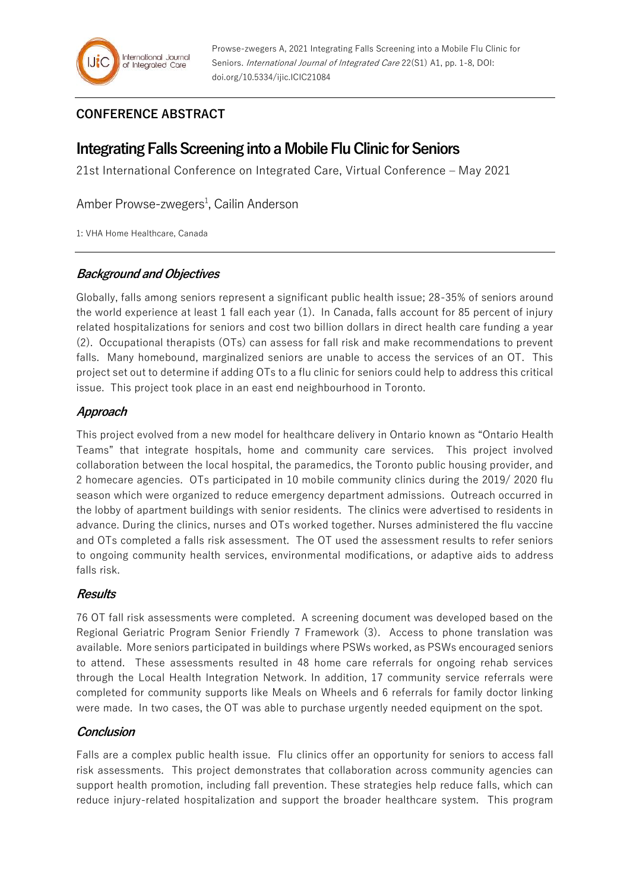Prowse-zwegers A, 2021 Integrating Falls Screening into a Mobile Flu Clinic for Seniors. *International Journal of Integrated Care* 22(S1) A1, pp. 1-8, DOI: doi.org/10.5334/ijic.ICIC21084

**CONFERENCE ABSTRACT**

# Integrating Falls Screening into a Mobile Flu Clinic for Seniors

21st International Conference on Integrated Care, Virtual Conference – May 2021

Amber Prowse-zwegers[1], Cailin Anderson

1: VHA Home Healthcare, Canada

## *Background and Objectives*

Globally, falls among seniors represent a significant public health issue; 28-35% of seniors around the world experience at least 1 fall each year (1). In Canada, falls account for 85 percent of injury related hospitalizations for seniors and cost two billion dollars in direct health care funding a year (2). Occupational therapists (OTs) can assess for fall risk and make recommendations to prevent falls. Many homebound, marginalized seniors are unable to access the services of an OT. This project set out to determine if adding OTs to a flu clinic for seniors could help to address this critical issue. This project took place in an east end neighbourhood in Toronto.

## *Approach*

This project evolved from a new model for healthcare delivery in Ontario known as "Ontario Health Teams" that integrate hospitals, home and community care services. This project involved collaboration between the local hospital, the paramedics, the Toronto public housing provider, and 2 homecare agencies. OTs participated in 10 mobile community clinics during the 2019/ 2020 flu season which were organized to reduce emergency department admissions. Outreach occurred in the lobby of apartment buildings with senior residents. The clinics were advertised to residents in advance. During the clinics, nurses and OTs worked together. Nurses administered the flu vaccine and OTs completed a falls risk assessment. The OT used the assessment results to refer seniors to ongoing community health services, environmental modifications, or adaptive aids to address falls risk.

## *Results*

76 OT fall risk assessments were completed. A screening document was developed based on the Regional Geriatric Program Senior Friendly 7 Framework (3). Access to phone translation was available. More seniors participated in buildings where PSWs worked, as PSWs encouraged seniors to attend. These assessments resulted in 48 home care referrals for ongoing rehab services through the Local Health Integration Network. In addition, 17 community service referrals were completed for community supports like Meals on Wheels and 6 referrals for family doctor linking were made. In two cases, the OT was able to purchase urgently needed equipment on the spot.

## *Conclusion*

Falls are a complex public health issue. Flu clinics offer an opportunity for seniors to access fall risk assessments. This project demonstrates that collaboration across community agencies can support health promotion, including fall prevention. These strategies help reduce falls, which can reduce injury-related hospitalization and support the broader healthcare system. This program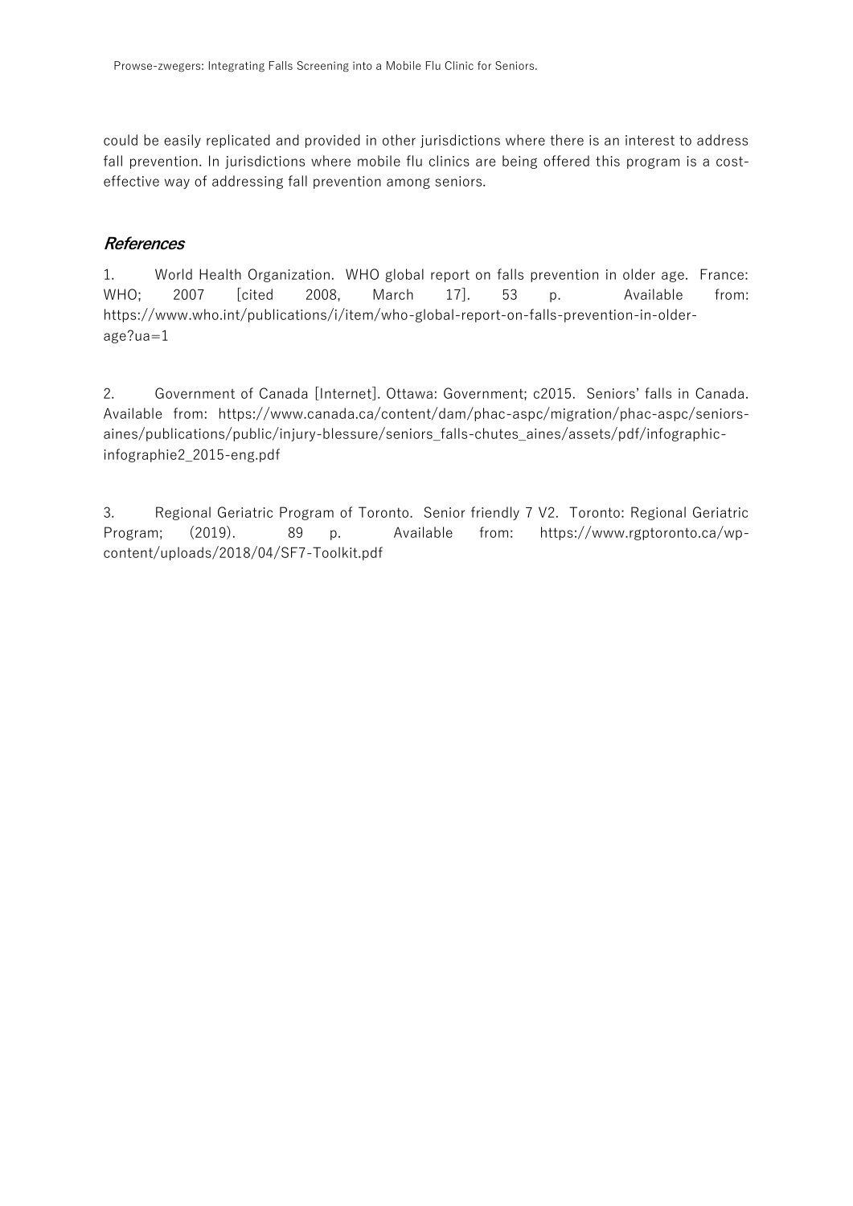could be easily replicated and provided in other jurisdictions where there is an interest to address fall prevention. In jurisdictions where mobile flu clinics are being offered this program is a cost-effective way of addressing fall prevention among seniors.

## *References*

1. World Health Organization. WHO global report on falls prevention in older age. France: WHO; 2007 [cited 2008, March 17]. 53 p. Available from: https://www.who.int/publications/i/item/who-global-report-on-falls-prevention-in-older-age?ua=1

2. Government of Canada [Internet]. Ottawa: Government; c2015. Seniors' falls in Canada. Available from: https://www.canada.ca/content/dam/phac-aspc/migration/phac-aspc/seniors-aines/publications/public/injury-blessure/seniors_falls-chutes_aines/assets/pdf/infographic-infographie2_2015-eng.pdf

3. Regional Geriatric Program of Toronto. Senior friendly 7 V2. Toronto: Regional Geriatric Program; (2019). 89 p. Available from: https://www.rgptoronto.ca/wp-content/uploads/2018/04/SF7-Toolkit.pdf